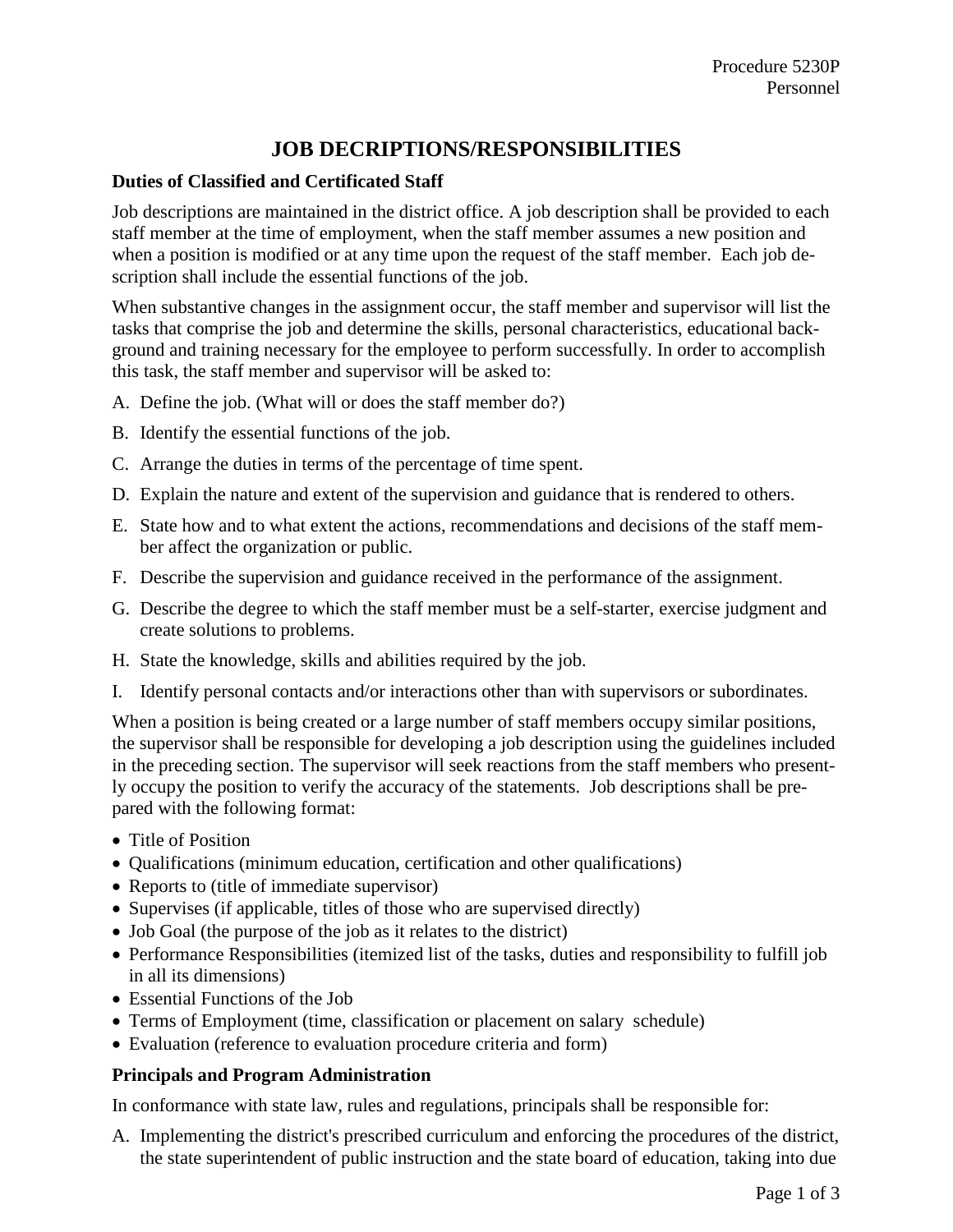# JOB DECRIPTIONS/RESPONSIBILITIES

### Duties of Classified and Certificated Staff

Job descriptions are maintained in the district office. A job description shall be provided to each staff member at the time of employment, when the staff member assumes a new position and when a position is modified or at any time upon the request of the staff member. Each job description shall include the essential functions of the job.

When substantive changes in the assignment occur, the staff member and supervisor will list the tasks that comprise the job and determine the skills, personal characteristics, educational background and training necessary for the employee to perform successfully. In order to accomplish this task, the staff member and supervisor will be asked to:

A. Define the job. (What will or does the staff member do?)

B. Identify the essential functions of the job.

C. Arrange the duties in terms of the percentage of time spent.

D. Explain the nature and extent of the supervision and guidance that is rendered to others.

E. State how and to what extent the actions, recommendations and decisions of the staff member affect the organization or public.

F. Describe the supervision and guidance received in the performance of the assignment.

G. Describe the degree to which the staff member must be a self-starter, exercise judgment and create solutions to problems.

H. State the knowledge, skills and abilities required by the job.

I. Identify personal contacts and/or interactions other than with supervisors or subordinates.

When a position is being created or a large number of staff members occupy similar positions, the supervisor shall be responsible for developing a job description using the guidelines included in the preceding section. The supervisor will seek reactions from the staff members who presently occupy the position to verify the accuracy of the statements. Job descriptions shall be prepared with the following format:

- Title of Position
- Qualifications (minimum education, certification and other qualifications)
- Reports to (title of immediate supervisor)
- Supervises (if applicable, titles of those who are supervised directly)
- Job Goal (the purpose of the job as it relates to the district)
- Performance Responsibilities (itemized list of the tasks, duties and responsibility to fulfill job in all its dimensions)
- Essential Functions of the Job
- Terms of Employment (time, classification or placement on salary schedule)
- Evaluation (reference to evaluation procedure criteria and form)

### Principals and Program Administration

In conformance with state law, rules and regulations, principals shall be responsible for:

A. Implementing the district's prescribed curriculum and enforcing the procedures of the district, the state superintendent of public instruction and the state board of education, taking into due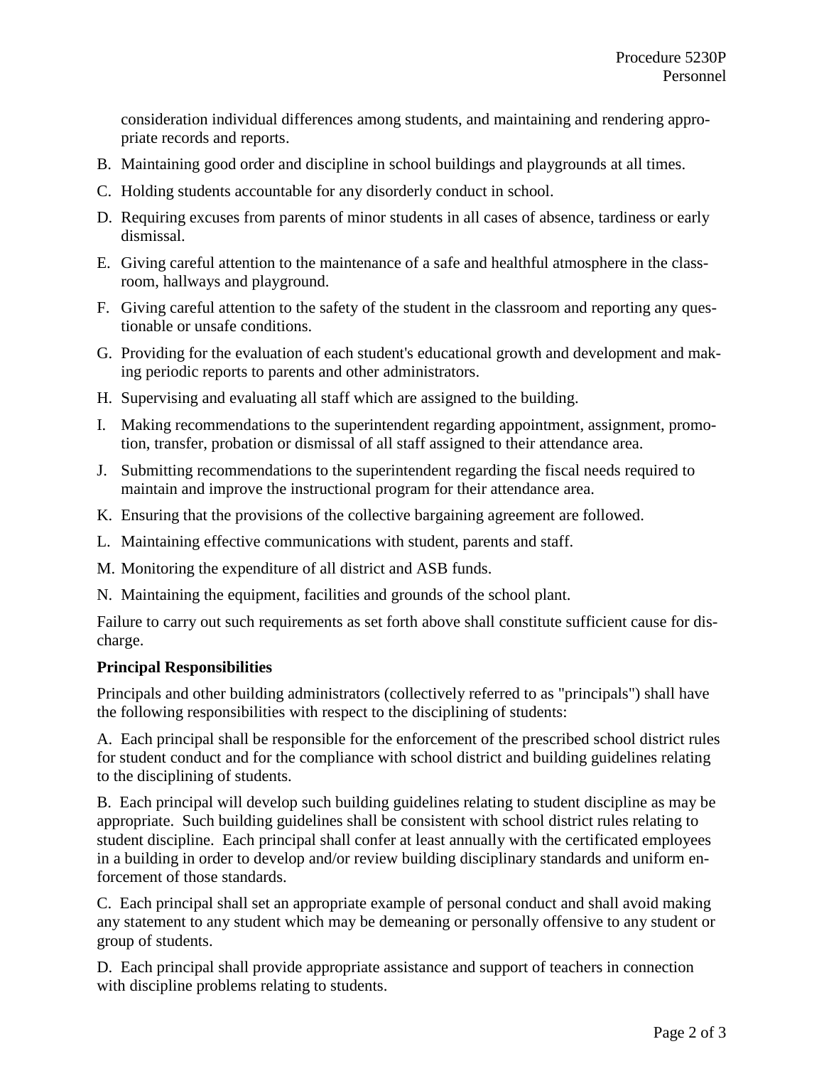consideration individual differences among students, and maintaining and rendering appropriate records and reports.

B. Maintaining good order and discipline in school buildings and playgrounds at all times.

C. Holding students accountable for any disorderly conduct in school.

D. Requiring excuses from parents of minor students in all cases of absence, tardiness or early dismissal.

E. Giving careful attention to the maintenance of a safe and healthful atmosphere in the classroom, hallways and playground.

F. Giving careful attention to the safety of the student in the classroom and reporting any questionable or unsafe conditions.

G. Providing for the evaluation of each student's educational growth and development and making periodic reports to parents and other administrators.

H. Supervising and evaluating all staff which are assigned to the building.

I. Making recommendations to the superintendent regarding appointment, assignment, promotion, transfer, probation or dismissal of all staff assigned to their attendance area.

J. Submitting recommendations to the superintendent regarding the fiscal needs required to maintain and improve the instructional program for their attendance area.

K. Ensuring that the provisions of the collective bargaining agreement are followed.

L. Maintaining effective communications with student, parents and staff.

M. Monitoring the expenditure of all district and ASB funds.

N. Maintaining the equipment, facilities and grounds of the school plant.

Failure to carry out such requirements as set forth above shall constitute sufficient cause for discharge.

**Principal Responsibilities**

Principals and other building administrators (collectively referred to as "principals") shall have the following responsibilities with respect to the disciplining of students:

A. Each principal shall be responsible for the enforcement of the prescribed school district rules for student conduct and for the compliance with school district and building guidelines relating to the disciplining of students.

B. Each principal will develop such building guidelines relating to student discipline as may be appropriate. Such building guidelines shall be consistent with school district rules relating to student discipline. Each principal shall confer at least annually with the certificated employees in a building in order to develop and/or review building disciplinary standards and uniform enforcement of those standards.

C. Each principal shall set an appropriate example of personal conduct and shall avoid making any statement to any student which may be demeaning or personally offensive to any student or group of students.

D. Each principal shall provide appropriate assistance and support of teachers in connection with discipline problems relating to students.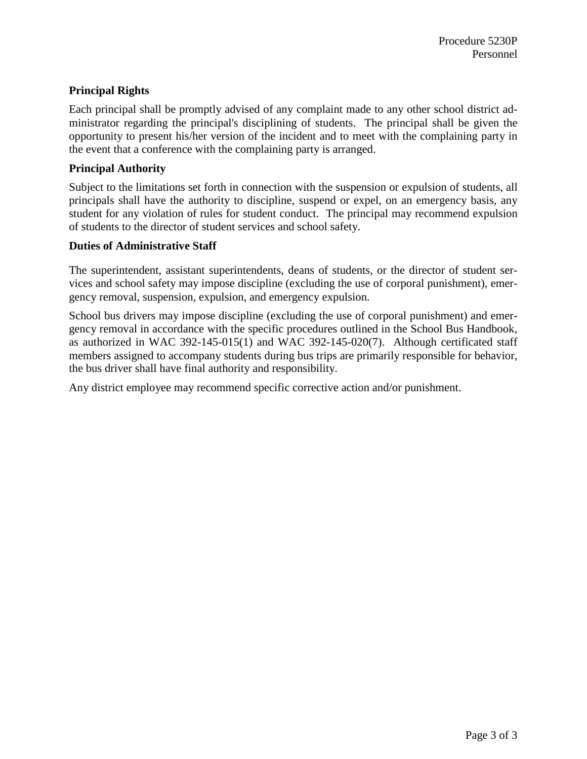**Principal Rights**

Each principal shall be promptly advised of any complaint made to any other school district administrator regarding the principal's disciplining of students. The principal shall be given the opportunity to present his/her version of the incident and to meet with the complaining party in the event that a conference with the complaining party is arranged.

**Principal Authority**

Subject to the limitations set forth in connection with the suspension or expulsion of students, all principals shall have the authority to discipline, suspend or expel, on an emergency basis, any student for any violation of rules for student conduct. The principal may recommend expulsion of students to the director of student services and school safety.

**Duties of Administrative Staff**

The superintendent, assistant superintendents, deans of students, or the director of student services and school safety may impose discipline (excluding the use of corporal punishment), emergency removal, suspension, expulsion, and emergency expulsion.

School bus drivers may impose discipline (excluding the use of corporal punishment) and emergency removal in accordance with the specific procedures outlined in the School Bus Handbook, as authorized in WAC 392-145-015(1) and WAC 392-145-020(7). Although certificated staff members assigned to accompany students during bus trips are primarily responsible for behavior, the bus driver shall have final authority and responsibility.

Any district employee may recommend specific corrective action and/or punishment.